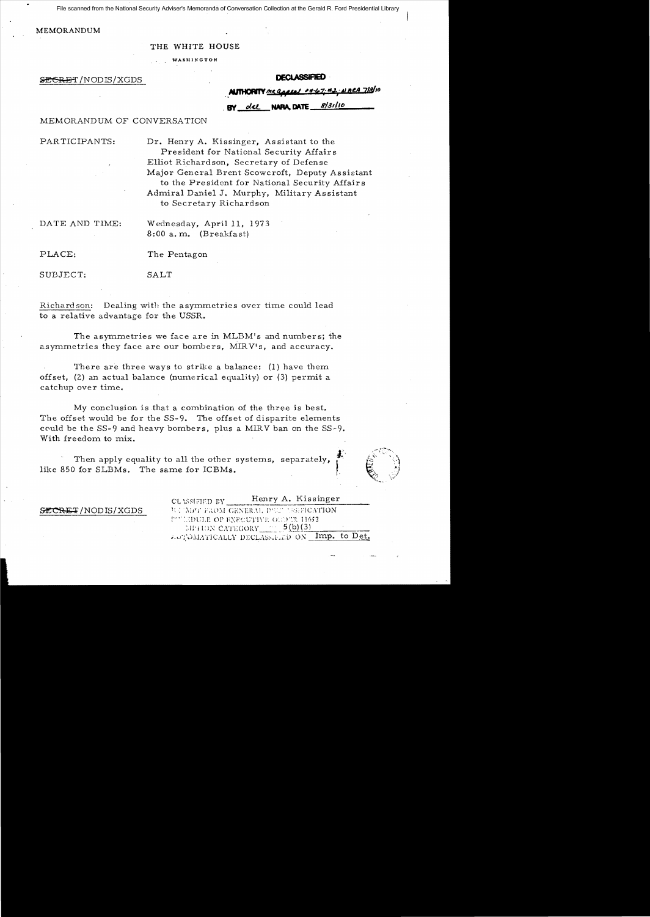File scanned from the National Security Adviser's Memoranda of Conversation Collection at the Gerald R. Ford Presidential Library

MEMORANDUM

THE WHITE HOUSE

WASHINGTON

~~SECRET~~/NODIS/XGDS

**DECLASSIFIED**

AUTHORITY MR appeal 04-67 #2; NBCA 7/8/10

BY del NARA, DATE 8/31/10

MEMORANDUM OF CONVERSATION

PARTICIPANTS: Dr. Henry A. Kissinger, Assistant to the President for National Security Affairs
Elliot Richardson, Secretary of Defense
Major General Brent Scowcroft, Deputy Assistant to the President for National Security Affairs
Admiral Daniel J. Murphy, Military Assistant to Secretary Richardson

DATE AND TIME: Wednesday, April 11, 1973
8:00 a.m. (Breakfast)

PLACE: The Pentagon

SUBJECT: SALT

Richardson: Dealing with the asymmetries over time could lead to a relative advantage for the USSR.

The asymmetries we face are in MLBM's and numbers; the asymmetries they face are our bombers, MIRV's, and accuracy.

There are three ways to strike a balance: (1) have them offset, (2) an actual balance (numerical equality) or (3) permit a catchup over time.

My conclusion is that a combination of the three is best. The offset would be for the SS-9. The offset of disparite elements could be the SS-9 and heavy bombers, plus a MIRV ban on the SS-9. With freedom to mix.

Then apply equality to all the other systems, separately, like 850 for SLBMs. The same for ICBMs.

~~SECRET~~/NODIS/XGDS

CLASSIFIED BY Henry A. Kissinger
EXEMPT FROM GENERAL DECLASSIFICATION
SCHEDULE OF EXECUTIVE ORDER 11652
EXEMPTION CATEGORY 5(b)(3)
AUTOMATICALLY DECLASSIFIED ON Imp. to Det.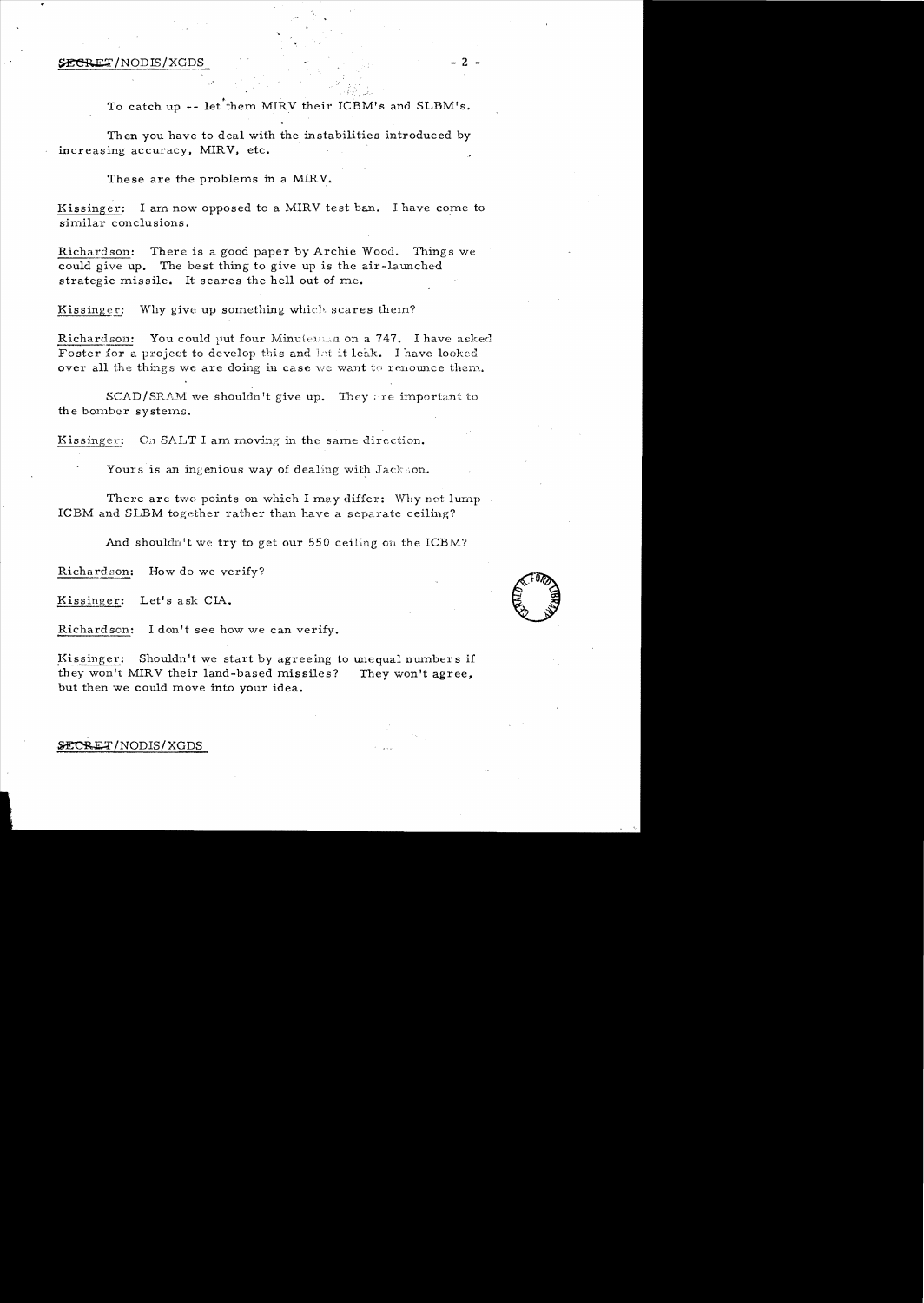To catch up -- let them MIRV their ICBM's and SLBM's.

Then you have to deal with the instabilities introduced by increasing accuracy, MIRV, etc.

These are the problems in a MIRV.

Kissinger: I am now opposed to a MIRV test ban. I have come to similar conclusions.

Richardson: There is a good paper by Archie Wood. Things we could give up. The best thing to give up is the air-launched strategic missile. It scares the hell out of me.

Kissinger: Why give up something which scares them?

Richardson: You could put four Minuteman on a 747. I have asked Foster for a project to develop this and let it leak. I have looked over all the things we are doing in case we want to renounce them.

SCAD/SRAM we shouldn't give up. They are important to the bomber systems.

Kissinger: On SALT I am moving in the same direction.

Yours is an ingenious way of dealing with Jackson.

There are two points on which I may differ: Why not lump ICBM and SLBM together rather than have a separate ceiling?

And shouldn't we try to get our 550 ceiling on the ICBM?

Richardson: How do we verify?

Kissinger: Let's ask CIA.

Richardson: I don't see how we can verify.

Kissinger: Shouldn't we start by agreeing to unequal numbers if they won't MIRV their land-based missiles? They won't agree, but then we could move into your idea.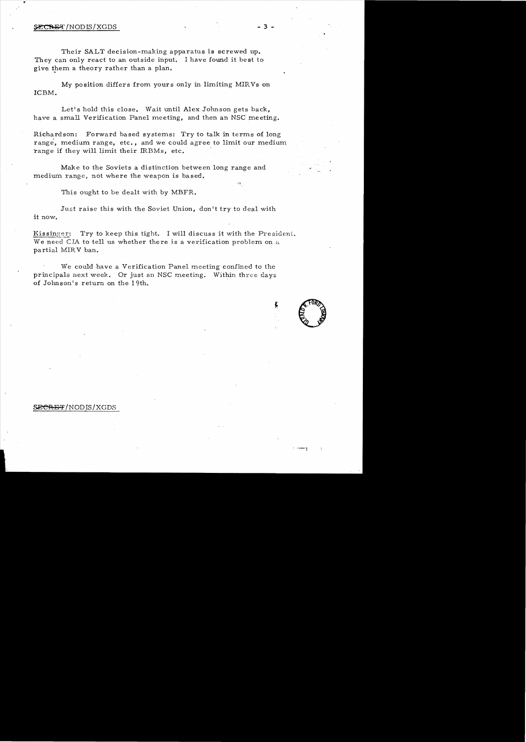Their SALT decision-making apparatus is screwed up. They can only react to an outside input. I have found it best to give them a theory rather than a plan.

My position differs from yours only in limiting MIRVs on ICBM.

Let's hold this close. Wait until Alex Johnson gets back, have a small Verification Panel meeting, and then an NSC meeting.

Richardson: Forward based systems: Try to talk in terms of long range, medium range, etc., and we could agree to limit our medium range if they will limit their IRBMs, etc.

Make to the Soviets a distinction between long range and medium range, not where the weapon is based.

This ought to be dealt with by MBFR.

Just raise this with the Soviet Union, don't try to deal with it now.

Kissinger: Try to keep this tight. I will discuss it with the President. We need CIA to tell us whether there is a verification problem on a partial MIRV ban.

We could have a Verification Panel meeting confined to the principals next week. Or just an NSC meeting. Within three days of Johnson's return on the 19th.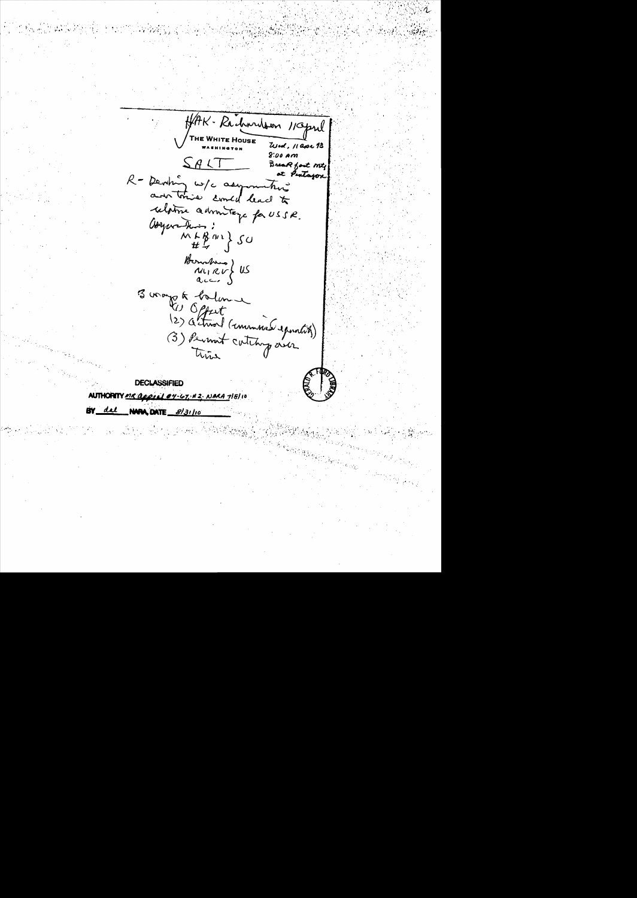HAK - Richardson 11 April

THE WHITE HOUSE
WASHINGTON

Wed, 11 Apr 73
8:00 am
Breakfast mtg
at Pentagon

SALT

R - Dealing w/c asymmetries and this could lead to relative advantage for USSR.

Asymmetries:

MLBM } SU
\# }

Bombers }
MIRV } US
acc }

3 ways to balance
(1) Offset
(2) Actual (numerical equality)
(3) Permit catching over time

DECLASSIFIED
AUTHORITY MR Appeal 04-67, #2; NARA 7/5/10
BY dal NARA, DATE 8/31/10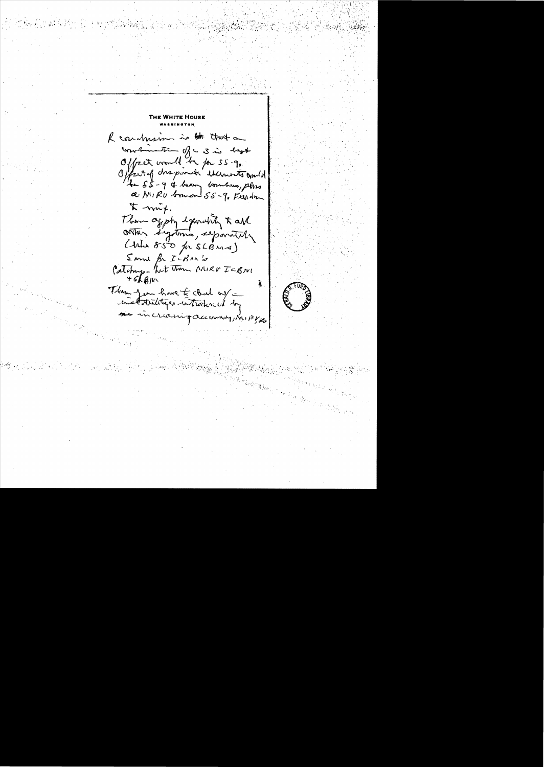**THE WHITE HOUSE**
**WASHINGTON**

R conclusion is that a limitation of < 3 is best offset would be for SS-9. Offset of disparate elements could be SS-9 & heavy bombers, plus a MIRV bomber SS-9. Freedom to mix.

Then apply equality to all other systems, separately (like 850 for SLBMs)

Same for ICBMs

Catchup - but then MIRV ICBM + SLBM

Then you have to deal w/ instabilities introduced by increasing accuracy, MIRVs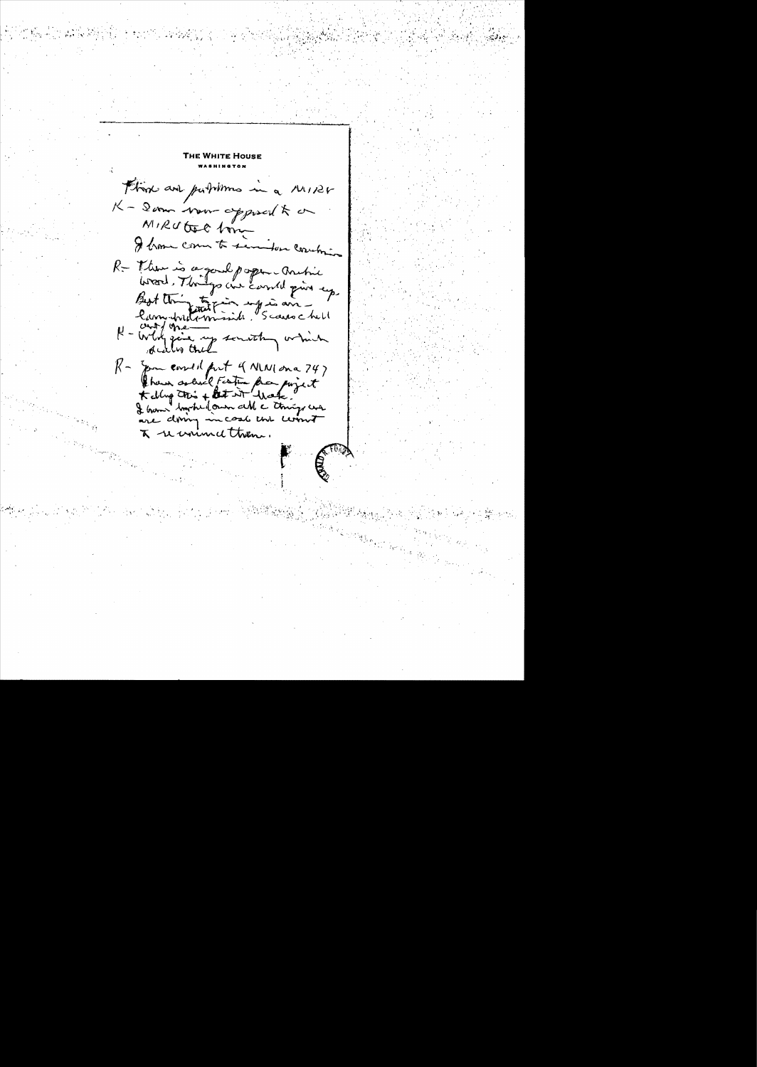**THE WHITE HOUSE**
WASHINGTON

Third are problems in a MIRV

K – Soviets now opposed to a MIRV test ban

I have come to ~~Senator~~ conclusion

R – There is a good paper – Archie Wood. Things we could give up. Best thing to give up is our ~~—~~ ~~conventional missiles~~ Scarce hell out of me –

K – Why give up something which deals [...] that

R – You could put 4 MIRV on a 747. I have asked Foster for a project to dig this & let it leak. I have looked over all the things we are doing in cost and want to re-examine them.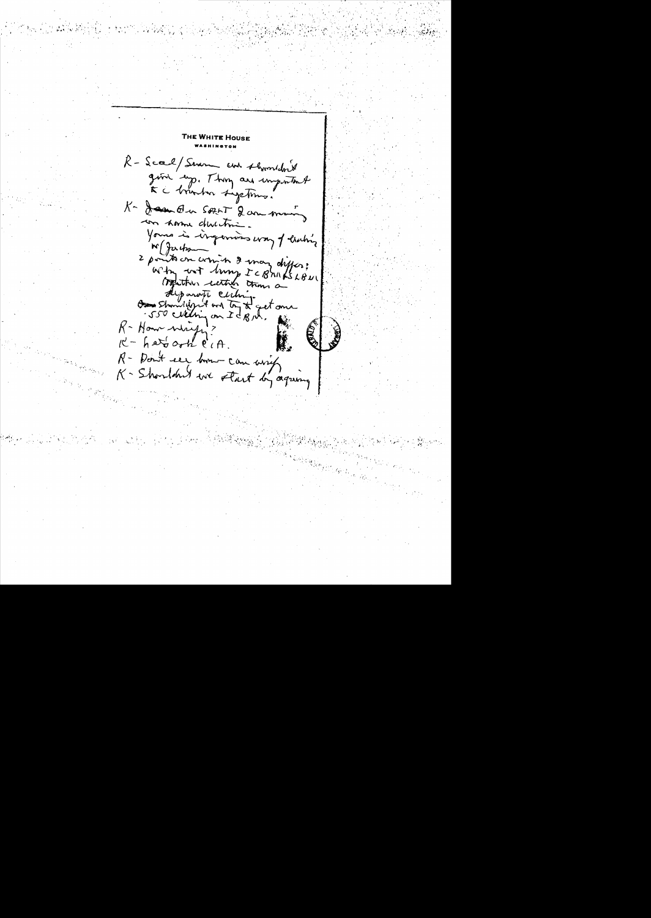THE WHITE HOUSE
WASHINGTON

R - Scud/Swan cruise shouldn't give up. They are important to c theater systems.

K - ~~Jam~~ On SALT I am moving in same direction.
Yours is ingenious way of dealing w/ Jackson
2 points on which I may differ:
Why not lump ICBMs & SLBMs together rather than a separate ceiling.
~~Our~~ Shouldn't we try to get one 550 ceiling on ICBMs.

R - How verify?

K - Let's ask CIA.

R - Don't see how can verify

K - Shouldn't we start by agreeing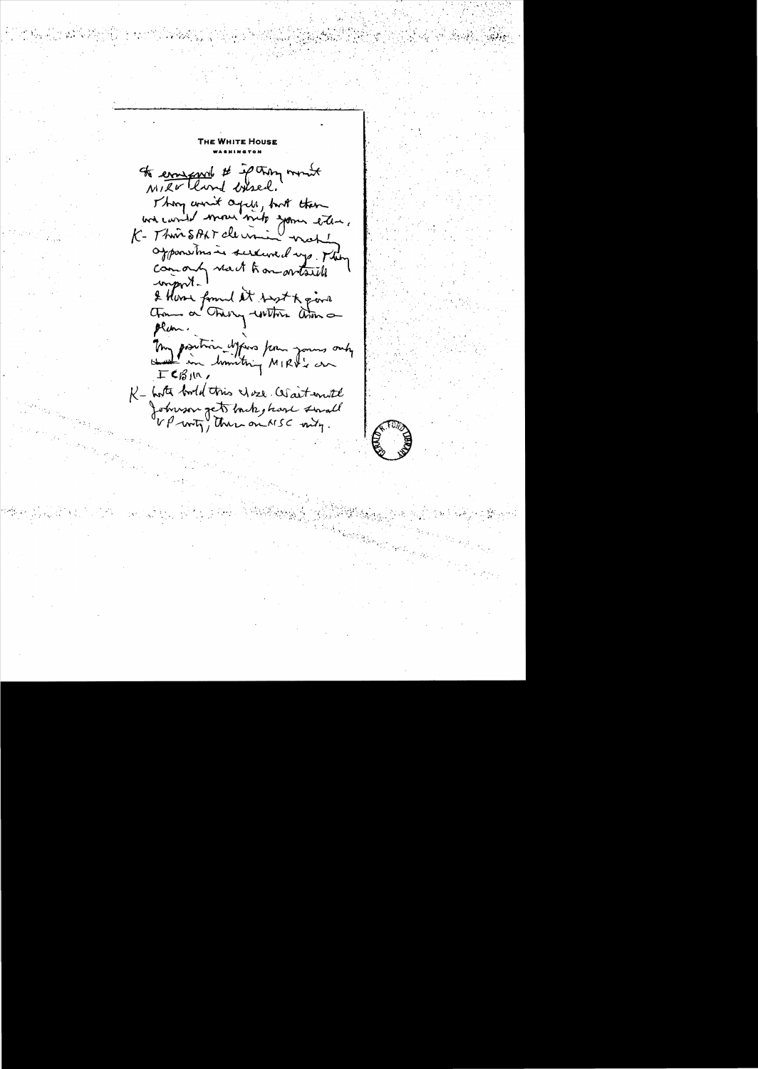THE WHITE HOUSE
WASHINGTON

to compromise # if they want MIRV'd land based.

They won't agree, but then we could move into your idea.

K- This SALT discussion not opportunities is screwed up. They can only react to an outside import.

I have found it best to give them a theory within them a plan.

My position differs from yours only in limiting MIRV's on ICBM.

K- Let's hold this close. Wait until Johnson gets back, have small VP mtg, then on NSC mtg.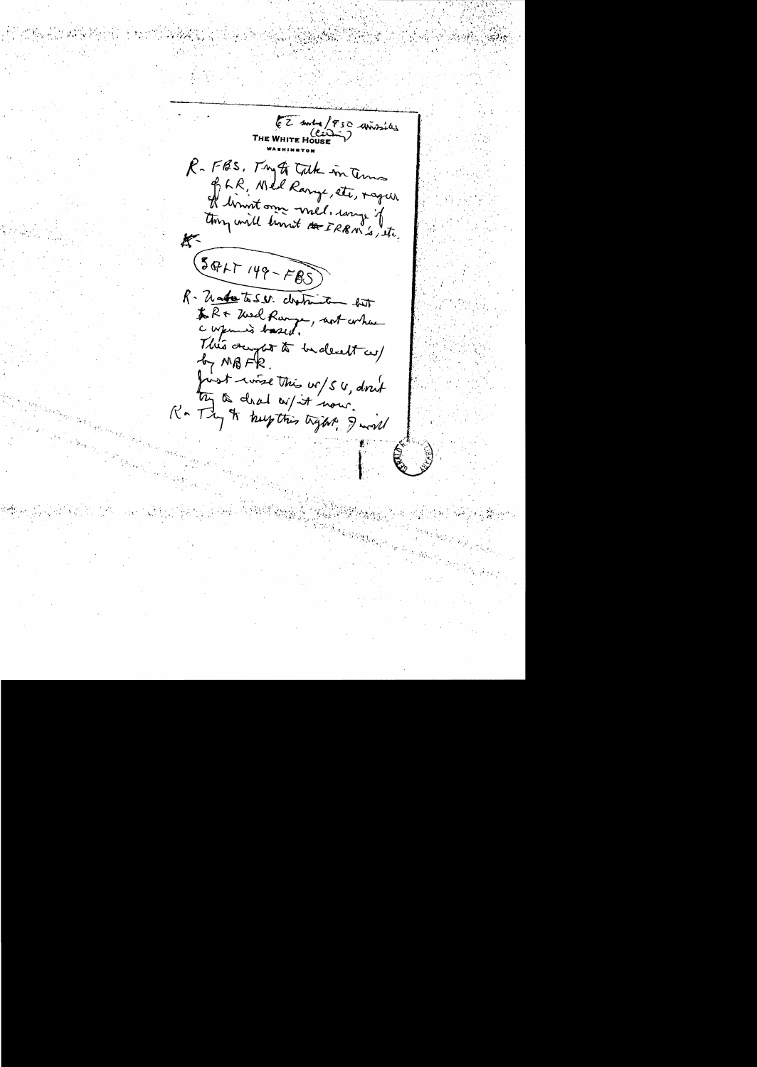EZ subs/850 missiles (ceiling)

THE WHITE HOUSE

WASHINGTON

R - FBS. Try to talk in terms of LR, Med Range, etc, & agree to limit our med. range if they will limit IRBM's, etc.

K -

(SALT 149 - FBS)

R - Unfair to SU. distinction but LR & Med Range, not where weapon is based.

This ought to be dealt w/ by MBFR.

Just raise this w/ SU, don't try to deal w/ it now.

R - Try to keep this tight. I will

GERALD R. FORD LIBRARY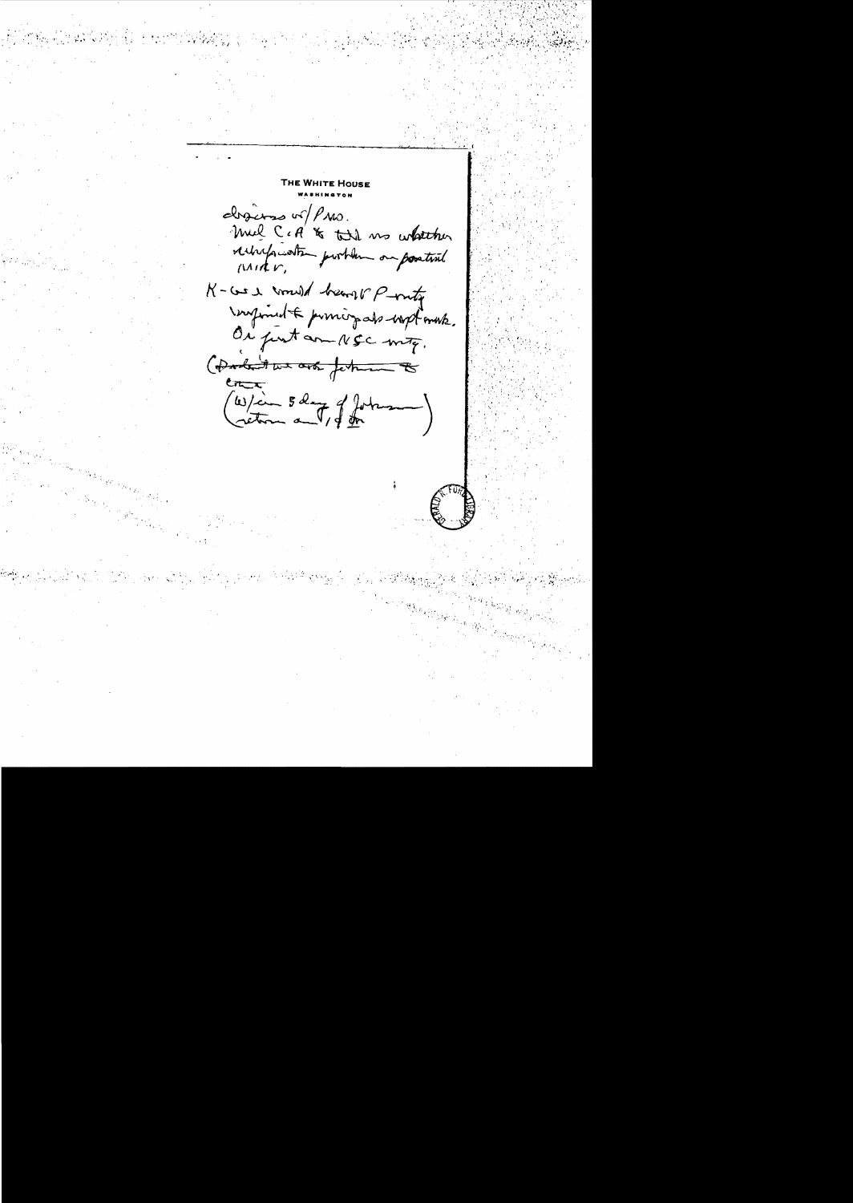THE WHITE HOUSE
WASHINGTON

discuss w/ Pres.
Need CIA to tell us whether
verification problem on potential
MIRV.

K-G I would head VP party
Informed principals wd make.
Or just an NSC mtg.

(~~Doubt we ask Johnson to~~
(w/in 5 days of Johnson
return and/of dr)